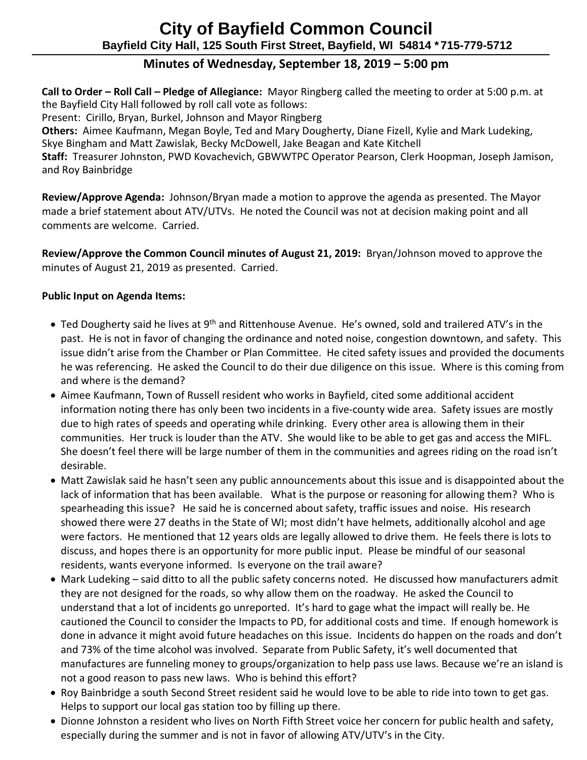# City of Bayfield Common Council

**Bayfield City Hall, 125 South First Street, Bayfield, WI 54814 *715-779-5712**

## Minutes of Wednesday, September 18, 2019 – 5:00 pm

**Call to Order – Roll Call – Pledge of Allegiance:** Mayor Ringberg called the meeting to order at 5:00 p.m. at the Bayfield City Hall followed by roll call vote as follows:
Present: Cirillo, Bryan, Burkel, Johnson and Mayor Ringberg
**Others:** Aimee Kaufmann, Megan Boyle, Ted and Mary Dougherty, Diane Fizell, Kylie and Mark Ludeking, Skye Bingham and Matt Zawislak, Becky McDowell, Jake Beagan and Kate Kitchell
**Staff:** Treasurer Johnston, PWD Kovachevich, GBWWTPC Operator Pearson, Clerk Hoopman, Joseph Jamison, and Roy Bainbridge

**Review/Approve Agenda:** Johnson/Bryan made a motion to approve the agenda as presented. The Mayor made a brief statement about ATV/UTVs. He noted the Council was not at decision making point and all comments are welcome. Carried.

**Review/Approve the Common Council minutes of August 21, 2019:** Bryan/Johnson moved to approve the minutes of August 21, 2019 as presented. Carried.

**Public Input on Agenda Items:**

- Ted Dougherty said he lives at 9th and Rittenhouse Avenue. He's owned, sold and trailered ATV's in the past. He is not in favor of changing the ordinance and noted noise, congestion downtown, and safety. This issue didn't arise from the Chamber or Plan Committee. He cited safety issues and provided the documents he was referencing. He asked the Council to do their due diligence on this issue. Where is this coming from and where is the demand?
- Aimee Kaufmann, Town of Russell resident who works in Bayfield, cited some additional accident information noting there has only been two incidents in a five-county wide area. Safety issues are mostly due to high rates of speeds and operating while drinking. Every other area is allowing them in their communities. Her truck is louder than the ATV. She would like to be able to get gas and access the MIFL. She doesn't feel there will be large number of them in the communities and agrees riding on the road isn't desirable.
- Matt Zawislak said he hasn't seen any public announcements about this issue and is disappointed about the lack of information that has been available. What is the purpose or reasoning for allowing them? Who is spearheading this issue? He said he is concerned about safety, traffic issues and noise. His research showed there were 27 deaths in the State of WI; most didn't have helmets, additionally alcohol and age were factors. He mentioned that 12 years olds are legally allowed to drive them. He feels there is lots to discuss, and hopes there is an opportunity for more public input. Please be mindful of our seasonal residents, wants everyone informed. Is everyone on the trail aware?
- Mark Ludeking – said ditto to all the public safety concerns noted. He discussed how manufacturers admit they are not designed for the roads, so why allow them on the roadway. He asked the Council to understand that a lot of incidents go unreported. It's hard to gage what the impact will really be. He cautioned the Council to consider the Impacts to PD, for additional costs and time. If enough homework is done in advance it might avoid future headaches on this issue. Incidents do happen on the roads and don't and 73% of the time alcohol was involved. Separate from Public Safety, it's well documented that manufactures are funneling money to groups/organization to help pass use laws. Because we're an island is not a good reason to pass new laws. Who is behind this effort?
- Roy Bainbridge a south Second Street resident said he would love to be able to ride into town to get gas. Helps to support our local gas station too by filling up there.
- Dionne Johnston a resident who lives on North Fifth Street voice her concern for public health and safety, especially during the summer and is not in favor of allowing ATV/UTV's in the City.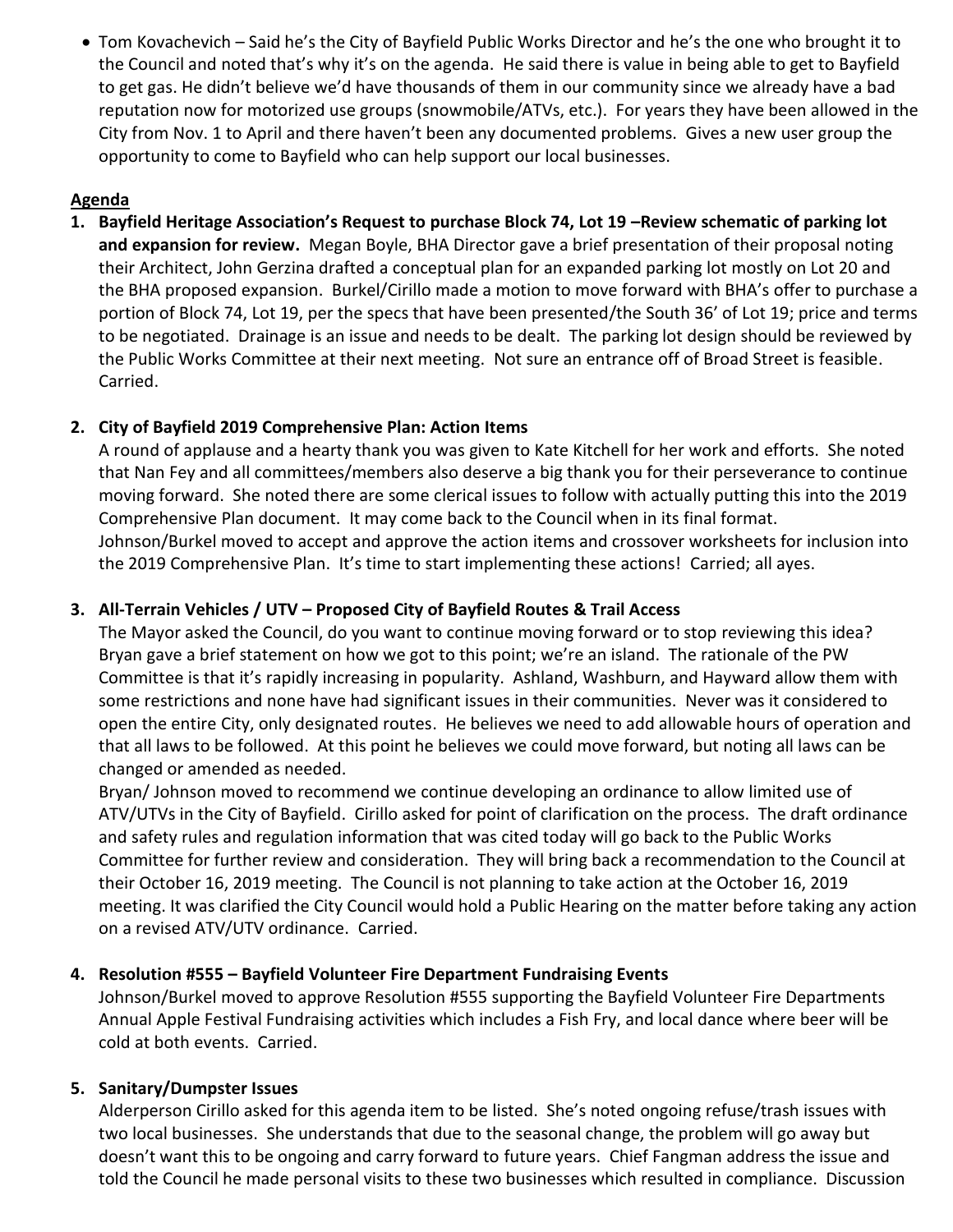- Tom Kovachevich – Said he's the City of Bayfield Public Works Director and he's the one who brought it to the Council and noted that's why it's on the agenda. He said there is value in being able to get to Bayfield to get gas. He didn't believe we'd have thousands of them in our community since we already have a bad reputation now for motorized use groups (snowmobile/ATVs, etc.). For years they have been allowed in the City from Nov. 1 to April and there haven't been any documented problems. Gives a new user group the opportunity to come to Bayfield who can help support our local businesses.

**Agenda**

1. **Bayfield Heritage Association's Request to purchase Block 74, Lot 19 –Review schematic of parking lot and expansion for review.** Megan Boyle, BHA Director gave a brief presentation of their proposal noting their Architect, John Gerzina drafted a conceptual plan for an expanded parking lot mostly on Lot 20 and the BHA proposed expansion. Burkel/Cirillo made a motion to move forward with BHA's offer to purchase a portion of Block 74, Lot 19, per the specs that have been presented/the South 36' of Lot 19; price and terms to be negotiated. Drainage is an issue and needs to be dealt. The parking lot design should be reviewed by the Public Works Committee at their next meeting. Not sure an entrance off of Broad Street is feasible. Carried.

2. **City of Bayfield 2019 Comprehensive Plan: Action Items**
A round of applause and a hearty thank you was given to Kate Kitchell for her work and efforts. She noted that Nan Fey and all committees/members also deserve a big thank you for their perseverance to continue moving forward. She noted there are some clerical issues to follow with actually putting this into the 2019 Comprehensive Plan document. It may come back to the Council when in its final format.
Johnson/Burkel moved to accept and approve the action items and crossover worksheets for inclusion into the 2019 Comprehensive Plan. It's time to start implementing these actions! Carried; all ayes.

3. **All-Terrain Vehicles / UTV – Proposed City of Bayfield Routes & Trail Access**
The Mayor asked the Council, do you want to continue moving forward or to stop reviewing this idea? Bryan gave a brief statement on how we got to this point; we're an island. The rationale of the PW Committee is that it's rapidly increasing in popularity. Ashland, Washburn, and Hayward allow them with some restrictions and none have had significant issues in their communities. Never was it considered to open the entire City, only designated routes. He believes we need to add allowable hours of operation and that all laws to be followed. At this point he believes we could move forward, but noting all laws can be changed or amended as needed.
Bryan/ Johnson moved to recommend we continue developing an ordinance to allow limited use of ATV/UTVs in the City of Bayfield. Cirillo asked for point of clarification on the process. The draft ordinance and safety rules and regulation information that was cited today will go back to the Public Works Committee for further review and consideration. They will bring back a recommendation to the Council at their October 16, 2019 meeting. The Council is not planning to take action at the October 16, 2019 meeting. It was clarified the City Council would hold a Public Hearing on the matter before taking any action on a revised ATV/UTV ordinance. Carried.

4. **Resolution #555 – Bayfield Volunteer Fire Department Fundraising Events**
Johnson/Burkel moved to approve Resolution #555 supporting the Bayfield Volunteer Fire Departments Annual Apple Festival Fundraising activities which includes a Fish Fry, and local dance where beer will be cold at both events. Carried.

5. **Sanitary/Dumpster Issues**
Alderperson Cirillo asked for this agenda item to be listed. She's noted ongoing refuse/trash issues with two local businesses. She understands that due to the seasonal change, the problem will go away but doesn't want this to be ongoing and carry forward to future years. Chief Fangman address the issue and told the Council he made personal visits to these two businesses which resulted in compliance. Discussion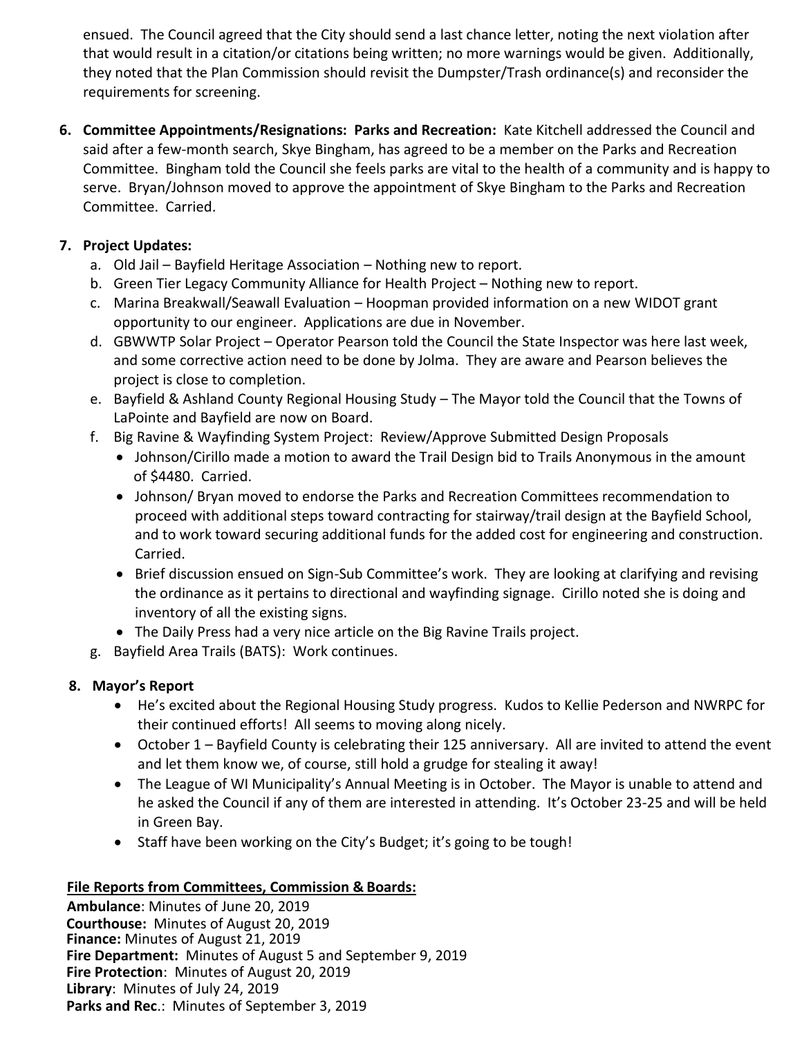ensued. The Council agreed that the City should send a last chance letter, noting the next violation after that would result in a citation/or citations being written; no more warnings would be given. Additionally, they noted that the Plan Commission should revisit the Dumpster/Trash ordinance(s) and reconsider the requirements for screening.

6. **Committee Appointments/Resignations: Parks and Recreation:** Kate Kitchell addressed the Council and said after a few-month search, Skye Bingham, has agreed to be a member on the Parks and Recreation Committee. Bingham told the Council she feels parks are vital to the health of a community and is happy to serve. Bryan/Johnson moved to approve the appointment of Skye Bingham to the Parks and Recreation Committee. Carried.

7. **Project Updates:**
   a. Old Jail – Bayfield Heritage Association – Nothing new to report.
   b. Green Tier Legacy Community Alliance for Health Project – Nothing new to report.
   c. Marina Breakwall/Seawall Evaluation – Hoopman provided information on a new WIDOT grant opportunity to our engineer. Applications are due in November.
   d. GBWWTP Solar Project – Operator Pearson told the Council the State Inspector was here last week, and some corrective action need to be done by Jolma. They are aware and Pearson believes the project is close to completion.
   e. Bayfield & Ashland County Regional Housing Study – The Mayor told the Council that the Towns of LaPointe and Bayfield are now on Board.
   f. Big Ravine & Wayfinding System Project: Review/Approve Submitted Design Proposals
      - Johnson/Cirillo made a motion to award the Trail Design bid to Trails Anonymous in the amount of $4480. Carried.
      - Johnson/ Bryan moved to endorse the Parks and Recreation Committees recommendation to proceed with additional steps toward contracting for stairway/trail design at the Bayfield School, and to work toward securing additional funds for the added cost for engineering and construction. Carried.
      - Brief discussion ensued on Sign-Sub Committee's work. They are looking at clarifying and revising the ordinance as it pertains to directional and wayfinding signage. Cirillo noted she is doing and inventory of all the existing signs.
      - The Daily Press had a very nice article on the Big Ravine Trails project.
   g. Bayfield Area Trails (BATS): Work continues.

8. **Mayor's Report**
   - He's excited about the Regional Housing Study progress. Kudos to Kellie Pederson and NWRPC for their continued efforts! All seems to moving along nicely.
   - October 1 – Bayfield County is celebrating their 125 anniversary. All are invited to attend the event and let them know we, of course, still hold a grudge for stealing it away!
   - The League of WI Municipality's Annual Meeting is in October. The Mayor is unable to attend and he asked the Council if any of them are interested in attending. It's October 23-25 and will be held in Green Bay.
   - Staff have been working on the City's Budget; it's going to be tough!

**File Reports from Committees, Commission & Boards:**

**Ambulance**: Minutes of June 20, 2019
**Courthouse:** Minutes of August 20, 2019
**Finance:** Minutes of August 21, 2019
**Fire Department:** Minutes of August 5 and September 9, 2019
**Fire Protection**: Minutes of August 20, 2019
**Library**: Minutes of July 24, 2019
**Parks and Rec.**: Minutes of September 3, 2019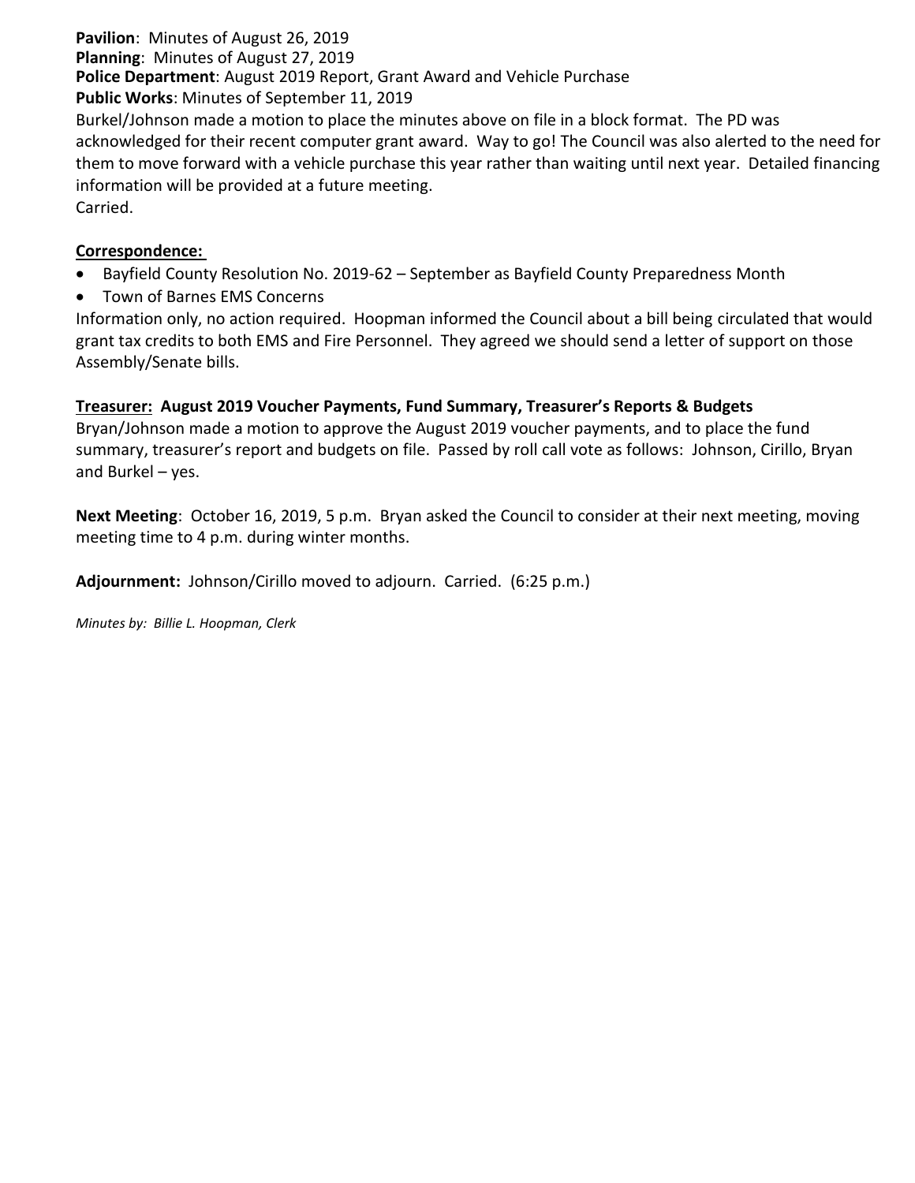**Pavilion**: Minutes of August 26, 2019
**Planning**: Minutes of August 27, 2019
**Police Department**: August 2019 Report, Grant Award and Vehicle Purchase
**Public Works**: Minutes of September 11, 2019
Burkel/Johnson made a motion to place the minutes above on file in a block format. The PD was acknowledged for their recent computer grant award. Way to go! The Council was also alerted to the need for them to move forward with a vehicle purchase this year rather than waiting until next year. Detailed financing information will be provided at a future meeting.
Carried.

**Correspondence:**

- Bayfield County Resolution No. 2019-62 – September as Bayfield County Preparedness Month
- Town of Barnes EMS Concerns

Information only, no action required. Hoopman informed the Council about a bill being circulated that would grant tax credits to both EMS and Fire Personnel. They agreed we should send a letter of support on those Assembly/Senate bills.

**Treasurer: August 2019 Voucher Payments, Fund Summary, Treasurer's Reports & Budgets**
Bryan/Johnson made a motion to approve the August 2019 voucher payments, and to place the fund summary, treasurer's report and budgets on file. Passed by roll call vote as follows: Johnson, Cirillo, Bryan and Burkel – yes.

**Next Meeting**: October 16, 2019, 5 p.m. Bryan asked the Council to consider at their next meeting, moving meeting time to 4 p.m. during winter months.

**Adjournment:** Johnson/Cirillo moved to adjourn. Carried. (6:25 p.m.)

*Minutes by: Billie L. Hoopman, Clerk*